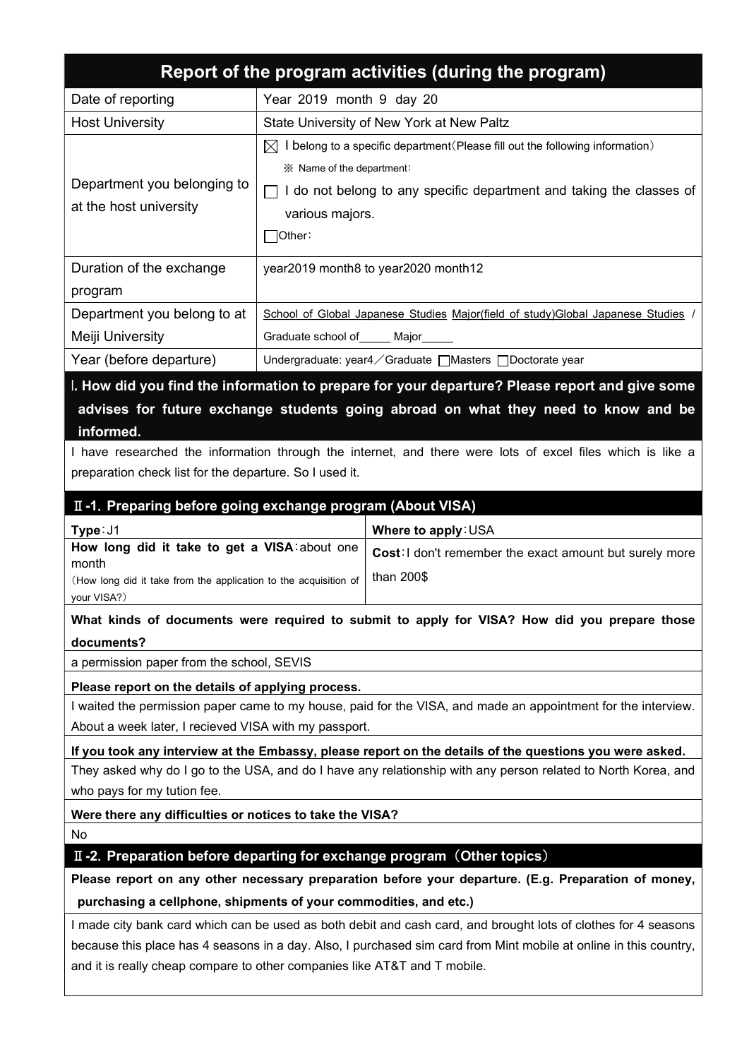# Report of the program activities (during the program)

| | |
|---|---|
| Date of reporting | Year 2019 month 9 day 20 |
| Host University | State University of New York at New Paltz |
| Department you belonging to at the host university | ☒ I belong to a specific department(Please fill out the following information)<br>※ Name of the department:<br>☐ I do not belong to any specific department and taking the classes of various majors.<br>☐Other: |
| Duration of the exchange program | year2019 month8 to year2020 month12 |
| Department you belong to at Meiji University | School of Global Japanese Studies Major(field of study)Global Japanese Studies /<br>Graduate school of_____ Major_____ |
| Year (before departure) | Undergraduate: year4／Graduate ☐Masters ☐Doctorate year |

## Ⅰ. How did you find the information to prepare for your departure? Please report and give some advises for future exchange students going abroad on what they need to know and be informed.

I have researched the information through the internet, and there were lots of excel files which is like a preparation check list for the departure. So I used it.

## Ⅱ-1. Preparing before going exchange program (About VISA)

| | |
|---|---|
| **Type**:J1 | **Where to apply**:USA |
| **How long did it take to get a VISA**:about one month<br>(How long did it take from the application to the acquisition of your VISA?) | **Cost**:I don't remember the exact amount but surely more than 200$ |

**What kinds of documents were required to submit to apply for VISA? How did you prepare those documents?**

a permission paper from the school, SEVIS

**Please report on the details of applying process.**

I waited the permission paper came to my house, paid for the VISA, and made an appointment for the interview. About a week later, I recieved VISA with my passport.

**If you took any interview at the Embassy, please report on the details of the questions you were asked.**

They asked why do I go to the USA, and do I have any relationship with any person related to North Korea, and who pays for my tution fee.

**Were there any difficulties or notices to take the VISA?**

No

## Ⅱ-2. Preparation before departing for exchange program（Other topics）

**Please report on any other necessary preparation before your departure. (E.g. Preparation of money, purchasing a cellphone, shipments of your commodities, and etc.)**

I made city bank card which can be used as both debit and cash card, and brought lots of clothes for 4 seasons because this place has 4 seasons in a day. Also, I purchased sim card from Mint mobile at online in this country, and it is really cheap compare to other companies like AT&T and T mobile.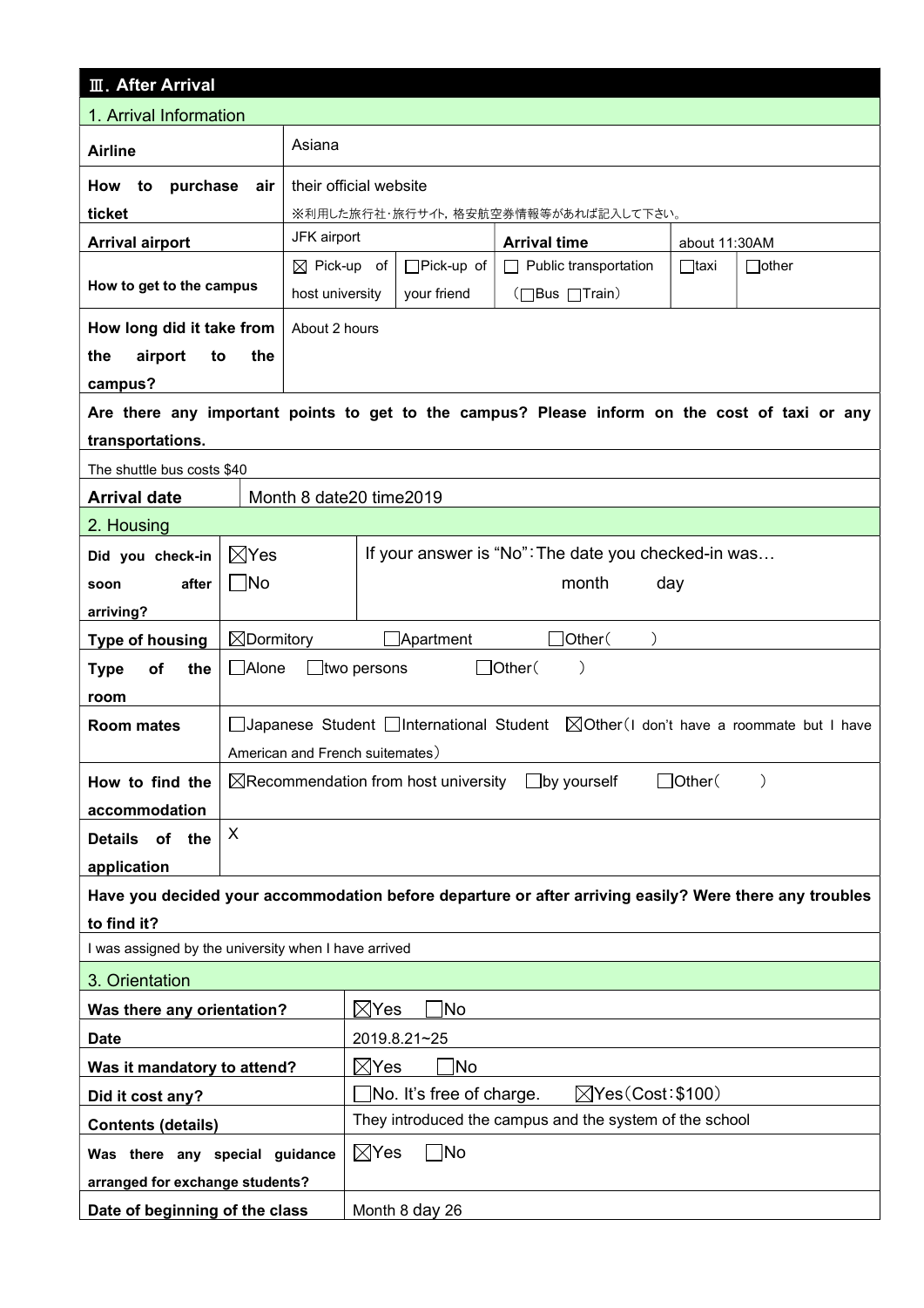## Ⅲ. After Arrival

### 1. Arrival Information

| | | | | | | |
|---|---|---|---|---|---|---|
| **Airline** | Asiana | | | | | |
| **How to purchase air ticket** | their official website<br>※利用した旅行社･旅行サイト, 格安航空券情報等があれば記入して下さい。 | | | | | |
| **Arrival airport** | JFK airport | | **Arrival time** | about 11:30AM | | |
| **How to get to the campus** | ☒ Pick-up of host university | ☐Pick-up of your friend | ☐ Public transportation (☐Bus ☐Train) | ☐taxi | ☐other | |
| **How long did it take from the airport to the campus?** | About 2 hours | | | | | |

**Are there any important points to get to the campus? Please inform on the cost of taxi or any transportations.**

The shuttle bus costs $40

| | |
|---|---|
| **Arrival date** | Month 8 date20 time2019 |

### 2. Housing

| | | |
|---|---|---|
| **Did you check-in soon after arriving?** | ☒Yes<br>☐No | If your answer is "No":The date you checked-in was…<br>month day |
| **Type of housing** | ☒Dormitory ☐Apartment ☐Other( ) | |
| **Type of the room** | ☐Alone ☐two persons ☐Other( ) | |
| **Room mates** | ☐Japanese Student ☐International Student ☒Other(I don't have a roommate but I have American and French suitemates) | |
| **How to find the accommodation** | ☒Recommendation from host university ☐by yourself ☐Other( ) | |
| **Details of the application** | X | |

**Have you decided your accommodation before departure or after arriving easily? Were there any troubles to find it?**

I was assigned by the university when I have arrived

### 3. Orientation

| | |
|---|---|
| **Was there any orientation?** | ☒Yes ☐No |
| **Date** | 2019.8.21~25 |
| **Was it mandatory to attend?** | ☒Yes ☐No |
| **Did it cost any?** | ☐No. It's free of charge. ☒Yes(Cost:$100) |
| **Contents (details)** | They introduced the campus and the system of the school |
| **Was there any special guidance arranged for exchange students?** | ☒Yes ☐No |
| **Date of beginning of the class** | Month 8 day 26 |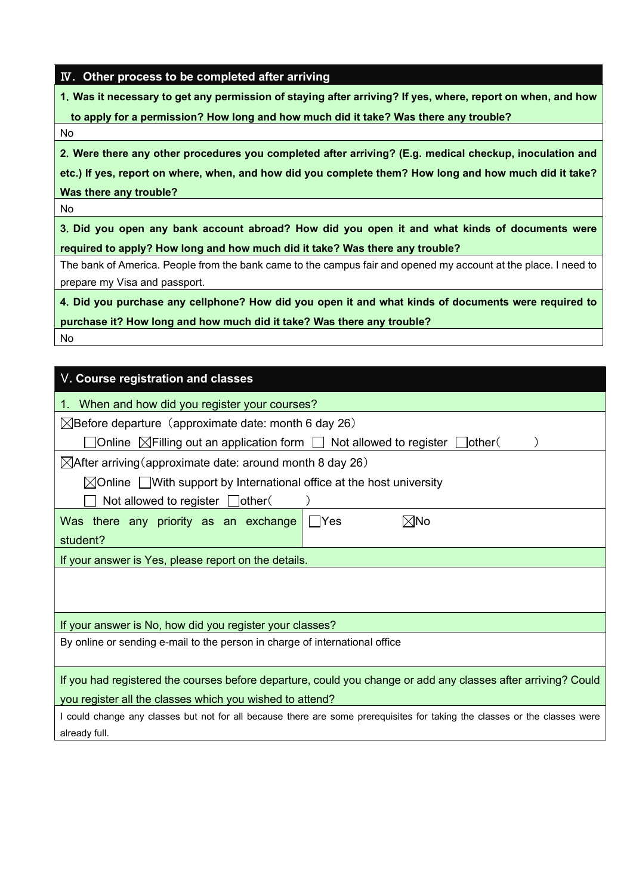## Ⅳ. Other process to be completed after arriving

**1. Was it necessary to get any permission of staying after arriving? If yes, where, report on when, and how to apply for a permission? How long and how much did it take? Was there any trouble?**

No

**2. Were there any other procedures you completed after arriving? (E.g. medical checkup, inoculation and etc.) If yes, report on where, when, and how did you complete them? How long and how much did it take? Was there any trouble?**

No

**3. Did you open any bank account abroad? How did you open it and what kinds of documents were required to apply? How long and how much did it take? Was there any trouble?**

The bank of America. People from the bank came to the campus fair and opened my account at the place. I need to prepare my Visa and passport.

**4. Did you purchase any cellphone? How did you open it and what kinds of documents were required to purchase it? How long and how much did it take? Was there any trouble?**

No

## Ⅴ. Course registration and classes

1. When and how did you register your courses?

☒Before departure（approximate date: month 6 day 26）

☐Online ☒Filling out an application form ☐ Not allowed to register ☐other（ ）

☒After arriving（approximate date: around month 8 day 26）

☒Online ☐With support by International office at the host university

☐ Not allowed to register ☐other（ ）

| Was there any priority as an exchange student? | ☐Yes ☒No |
|---|---|

If your answer is Yes, please report on the details.

If your answer is No, how did you register your classes?

By online or sending e-mail to the person in charge of international office

If you had registered the courses before departure, could you change or add any classes after arriving? Could you register all the classes which you wished to attend?

I could change any classes but not for all because there are some prerequisites for taking the classes or the classes were already full.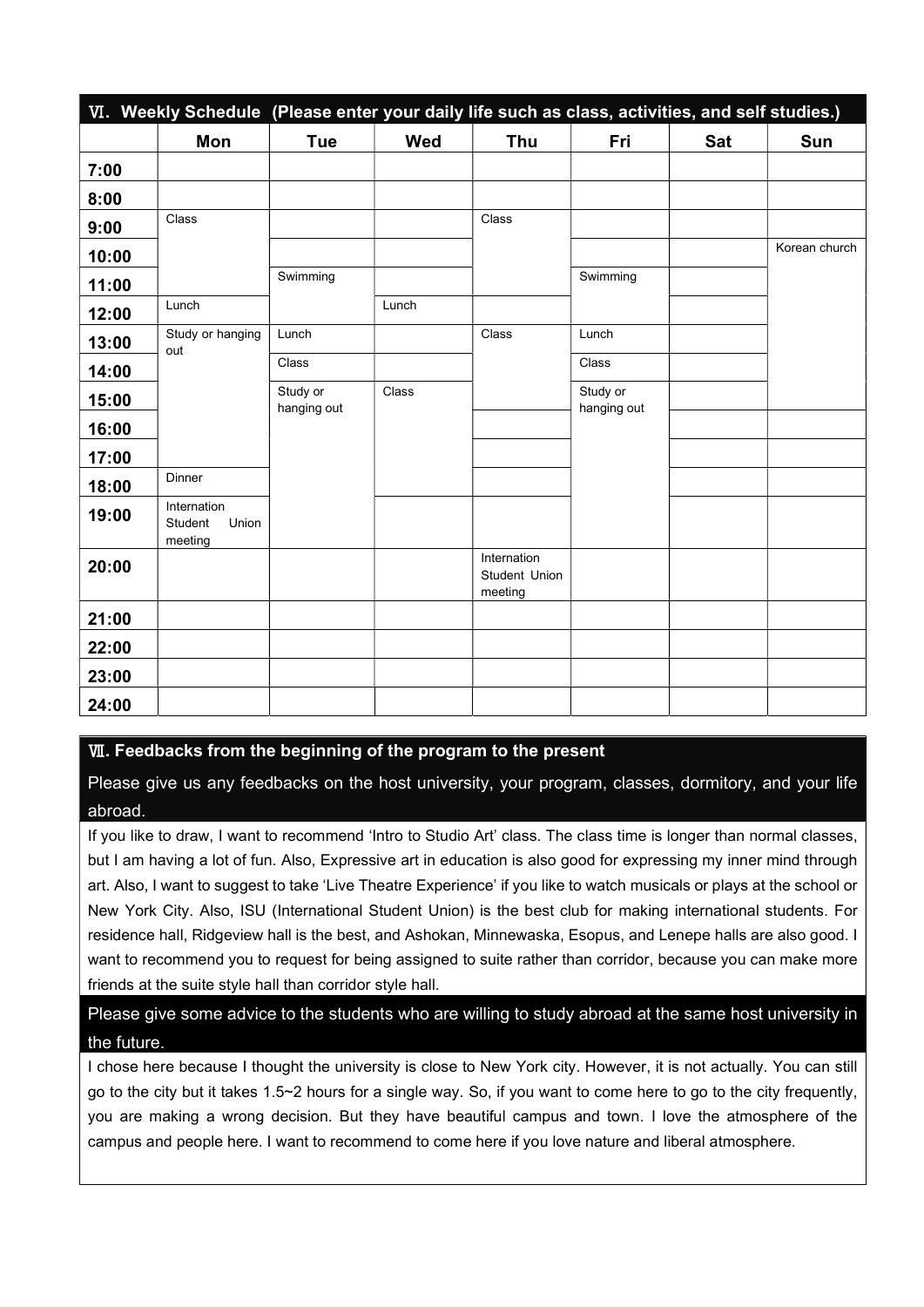## Ⅵ. Weekly Schedule (Please enter your daily life such as class, activities, and self studies.)

| | Mon | Tue | Wed | Thu | Fri | Sat | Sun |
|---|---|---|---|---|---|---|---|
| 7:00 | | | | | | | |
| 8:00 | | | | | | | |
| 9:00 | Class | | | Class | | | |
| 10:00 | | | | | | | Korean church |
| 11:00 | | Swimming | | | Swimming | | |
| 12:00 | Lunch | | Lunch | | | | |
| 13:00 | Study or hanging out | Lunch | | Class | Lunch | | |
| 14:00 | | Class | | | Class | | |
| 15:00 | | Study or hanging out | Class | | Study or hanging out | | |
| 16:00 | | | | | | | |
| 17:00 | | | | | | | |
| 18:00 | Dinner | | | | | | |
| 19:00 | Internation Student Union meeting | | | | | | |
| 20:00 | | | | Internation Student Union meeting | | | |
| 21:00 | | | | | | | |
| 22:00 | | | | | | | |
| 23:00 | | | | | | | |
| 24:00 | | | | | | | |

## Ⅶ. Feedbacks from the beginning of the program to the present

**Please give us any feedbacks on the host university, your program, classes, dormitory, and your life abroad.**

If you like to draw, I want to recommend 'Intro to Studio Art' class. The class time is longer than normal classes, but I am having a lot of fun. Also, Expressive art in education is also good for expressing my inner mind through art. Also, I want to suggest to take 'Live Theatre Experience' if you like to watch musicals or plays at the school or New York City. Also, ISU (International Student Union) is the best club for making international students. For residence hall, Ridgeview hall is the best, and Ashokan, Minnewaska, Esopus, and Lenepe halls are also good. I want to recommend you to request for being assigned to suite rather than corridor, because you can make more friends at the suite style hall than corridor style hall.

**Please give some advice to the students who are willing to study abroad at the same host university in the future.**

I chose here because I thought the university is close to New York city. However, it is not actually. You can still go to the city but it takes 1.5~2 hours for a single way. So, if you want to come here to go to the city frequently, you are making a wrong decision. But they have beautiful campus and town. I love the atmosphere of the campus and people here. I want to recommend to come here if you love nature and liberal atmosphere.